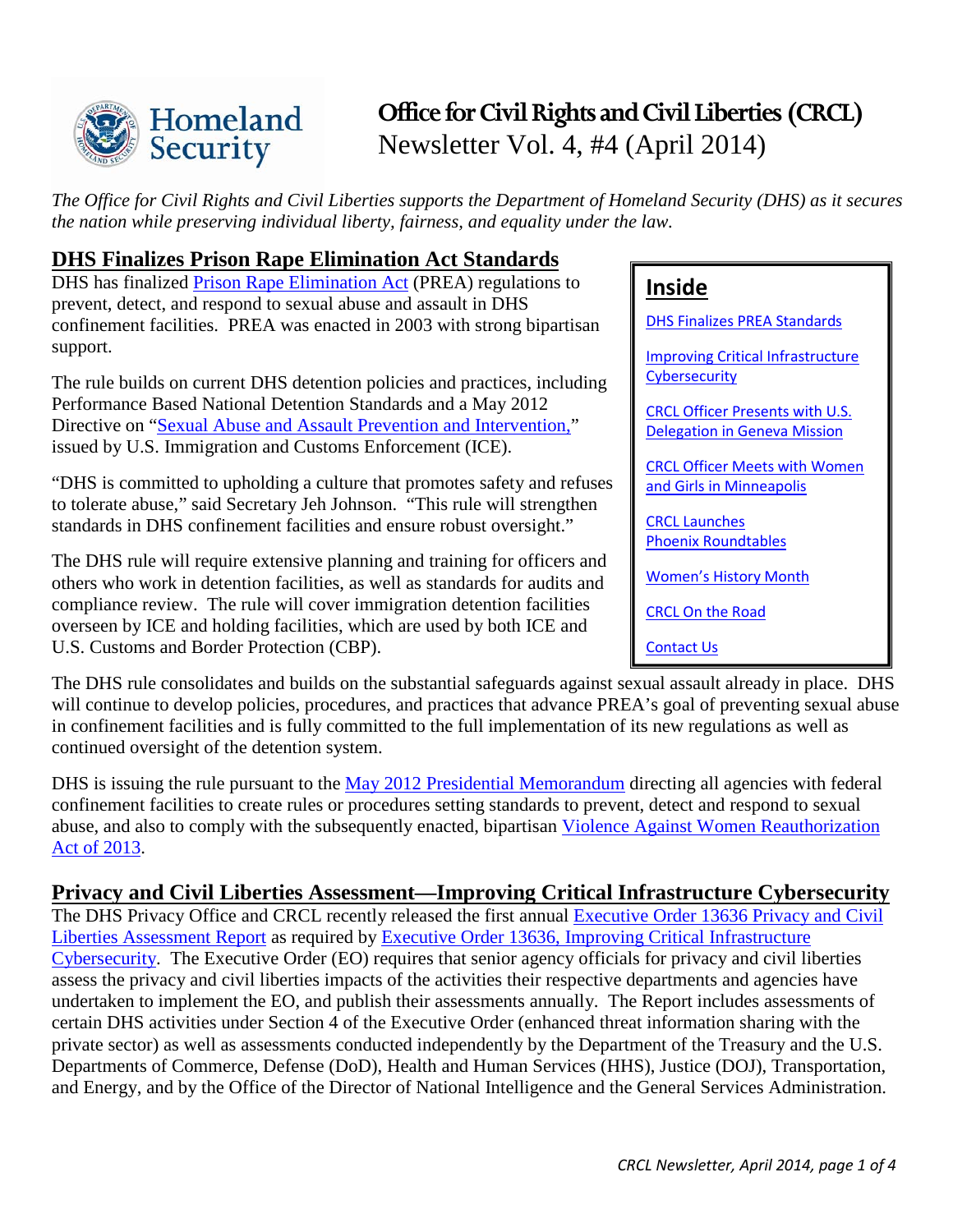# Office for Civil Rights and Civil Liberties (CRCL)

Newsletter Vol. 4, #4 (April 2014)

*The Office for Civil Rights and Civil Liberties supports the Department of Homeland Security (DHS) as it secures the nation while preserving individual liberty, fairness, and equality under the law.*

**Inside**

- DHS Finalizes PREA Standards
- Improving Critical Infrastructure Cybersecurity
- CRCL Officer Presents with U.S. Delegation in Geneva Mission
- CRCL Officer Meets with Women and Girls in Minneapolis
- CRCL Launches Phoenix Roundtables
- Women's History Month
- CRCL On the Road
- Contact Us

## DHS Finalizes Prison Rape Elimination Act Standards

DHS has finalized Prison Rape Elimination Act (PREA) regulations to prevent, detect, and respond to sexual abuse and assault in DHS confinement facilities. PREA was enacted in 2003 with strong bipartisan support.

The rule builds on current DHS detention policies and practices, including Performance Based National Detention Standards and a May 2012 Directive on "Sexual Abuse and Assault Prevention and Intervention," issued by U.S. Immigration and Customs Enforcement (ICE).

"DHS is committed to upholding a culture that promotes safety and refuses to tolerate abuse," said Secretary Jeh Johnson. "This rule will strengthen standards in DHS confinement facilities and ensure robust oversight."

The DHS rule will require extensive planning and training for officers and others who work in detention facilities, as well as standards for audits and compliance review. The rule will cover immigration detention facilities overseen by ICE and holding facilities, which are used by both ICE and U.S. Customs and Border Protection (CBP).

The DHS rule consolidates and builds on the substantial safeguards against sexual assault already in place. DHS will continue to develop policies, procedures, and practices that advance PREA's goal of preventing sexual abuse in confinement facilities and is fully committed to the full implementation of its new regulations as well as continued oversight of the detention system.

DHS is issuing the rule pursuant to the May 2012 Presidential Memorandum directing all agencies with federal confinement facilities to create rules or procedures setting standards to prevent, detect and respond to sexual abuse, and also to comply with the subsequently enacted, bipartisan Violence Against Women Reauthorization Act of 2013.

## Privacy and Civil Liberties Assessment—Improving Critical Infrastructure Cybersecurity

The DHS Privacy Office and CRCL recently released the first annual Executive Order 13636 Privacy and Civil Liberties Assessment Report as required by Executive Order 13636, Improving Critical Infrastructure Cybersecurity. The Executive Order (EO) requires that senior agency officials for privacy and civil liberties assess the privacy and civil liberties impacts of the activities their respective departments and agencies have undertaken to implement the EO, and publish their assessments annually. The Report includes assessments of certain DHS activities under Section 4 of the Executive Order (enhanced threat information sharing with the private sector) as well as assessments conducted independently by the Department of the Treasury and the U.S. Departments of Commerce, Defense (DoD), Health and Human Services (HHS), Justice (DOJ), Transportation, and Energy, and by the Office of the Director of National Intelligence and the General Services Administration.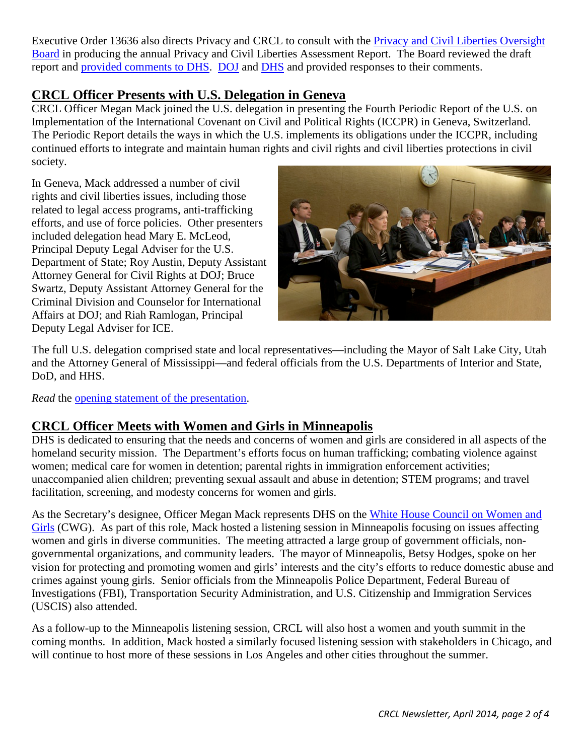Executive Order 13636 also directs Privacy and CRCL to consult with the Privacy and Civil Liberties Oversight Board in producing the annual Privacy and Civil Liberties Assessment Report. The Board reviewed the draft report and provided comments to DHS. DOJ and DHS and provided responses to their comments.

## CRCL Officer Presents with U.S. Delegation in Geneva

CRCL Officer Megan Mack joined the U.S. delegation in presenting the Fourth Periodic Report of the U.S. on Implementation of the International Covenant on Civil and Political Rights (ICCPR) in Geneva, Switzerland. The Periodic Report details the ways in which the U.S. implements its obligations under the ICCPR, including continued efforts to integrate and maintain human rights and civil rights and civil liberties protections in civil society.

In Geneva, Mack addressed a number of civil rights and civil liberties issues, including those related to legal access programs, anti-trafficking efforts, and use of force policies. Other presenters included delegation head Mary E. McLeod, Principal Deputy Legal Adviser for the U.S. Department of State; Roy Austin, Deputy Assistant Attorney General for Civil Rights at DOJ; Bruce Swartz, Deputy Assistant Attorney General for the Criminal Division and Counselor for International Affairs at DOJ; and Riah Ramlogan, Principal Deputy Legal Adviser for ICE.

The full U.S. delegation comprised state and local representatives—including the Mayor of Salt Lake City, Utah and the Attorney General of Mississippi—and federal officials from the U.S. Departments of Interior and State, DoD, and HHS.

*Read* the opening statement of the presentation.

## CRCL Officer Meets with Women and Girls in Minneapolis

DHS is dedicated to ensuring that the needs and concerns of women and girls are considered in all aspects of the homeland security mission. The Department's efforts focus on human trafficking; combating violence against women; medical care for women in detention; parental rights in immigration enforcement activities; unaccompanied alien children; preventing sexual assault and abuse in detention; STEM programs; and travel facilitation, screening, and modesty concerns for women and girls.

As the Secretary's designee, Officer Megan Mack represents DHS on the White House Council on Women and Girls (CWG). As part of this role, Mack hosted a listening session in Minneapolis focusing on issues affecting women and girls in diverse communities. The meeting attracted a large group of government officials, non-governmental organizations, and community leaders. The mayor of Minneapolis, Betsy Hodges, spoke on her vision for protecting and promoting women and girls' interests and the city's efforts to reduce domestic abuse and crimes against young girls. Senior officials from the Minneapolis Police Department, Federal Bureau of Investigations (FBI), Transportation Security Administration, and U.S. Citizenship and Immigration Services (USCIS) also attended.

As a follow-up to the Minneapolis listening session, CRCL will also host a women and youth summit in the coming months. In addition, Mack hosted a similarly focused listening session with stakeholders in Chicago, and will continue to host more of these sessions in Los Angeles and other cities throughout the summer.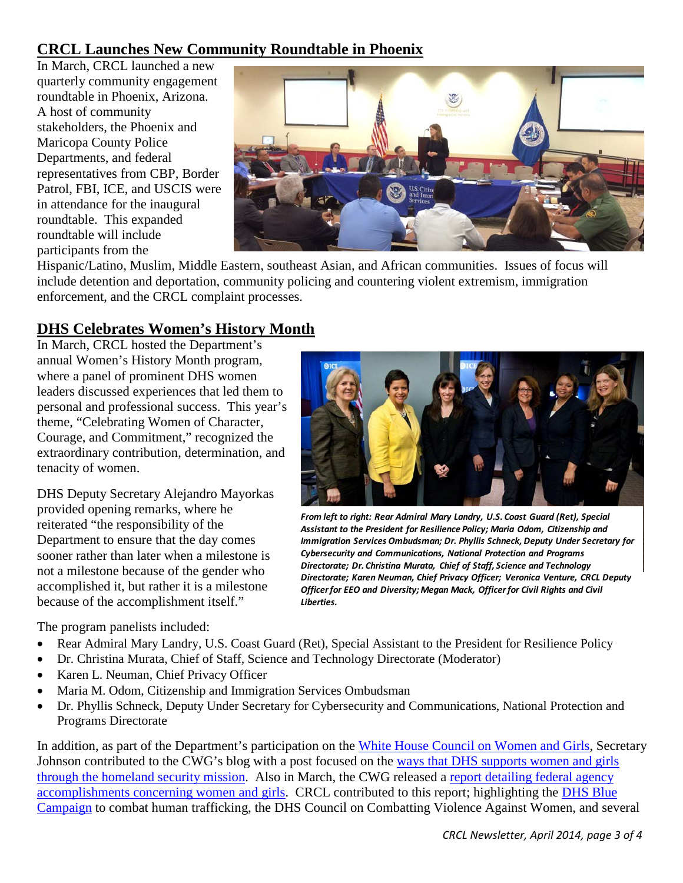## CRCL Launches New Community Roundtable in Phoenix

In March, CRCL launched a new quarterly community engagement roundtable in Phoenix, Arizona. A host of community stakeholders, the Phoenix and Maricopa County Police Departments, and federal representatives from CBP, Border Patrol, FBI, ICE, and USCIS were in attendance for the inaugural roundtable. This expanded roundtable will include participants from the Hispanic/Latino, Muslim, Middle Eastern, southeast Asian, and African communities. Issues of focus will include detention and deportation, community policing and countering violent extremism, immigration enforcement, and the CRCL complaint processes.

## DHS Celebrates Women's History Month

In March, CRCL hosted the Department's annual Women's History Month program, where a panel of prominent DHS women leaders discussed experiences that led them to personal and professional success. This year's theme, "Celebrating Women of Character, Courage, and Commitment," recognized the extraordinary contribution, determination, and tenacity of women.

DHS Deputy Secretary Alejandro Mayorkas provided opening remarks, where he reiterated "the responsibility of the Department to ensure that the day comes sooner rather than later when a milestone is not a milestone because of the gender who accomplished it, but rather it is a milestone because of the accomplishment itself."

*From left to right: Rear Admiral Mary Landry, U.S. Coast Guard (Ret), Special Assistant to the President for Resilience Policy; Maria Odom, Citizenship and Immigration Services Ombudsman; Dr. Phyllis Schneck, Deputy Under Secretary for Cybersecurity and Communications, National Protection and Programs Directorate; Dr. Christina Murata, Chief of Staff, Science and Technology Directorate; Karen Neuman, Chief Privacy Officer; Veronica Venture, CRCL Deputy Officer for EEO and Diversity; Megan Mack, Officer for Civil Rights and Civil Liberties.*

The program panelists included:

- Rear Admiral Mary Landry, U.S. Coast Guard (Ret), Special Assistant to the President for Resilience Policy
- Dr. Christina Murata, Chief of Staff, Science and Technology Directorate (Moderator)
- Karen L. Neuman, Chief Privacy Officer
- Maria M. Odom, Citizenship and Immigration Services Ombudsman
- Dr. Phyllis Schneck, Deputy Under Secretary for Cybersecurity and Communications, National Protection and Programs Directorate

In addition, as part of the Department's participation on the White House Council on Women and Girls, Secretary Johnson contributed to the CWG's blog with a post focused on the ways that DHS supports women and girls through the homeland security mission. Also in March, the CWG released a report detailing federal agency accomplishments concerning women and girls. CRCL contributed to this report; highlighting the DHS Blue Campaign to combat human trafficking, the DHS Council on Combatting Violence Against Women, and several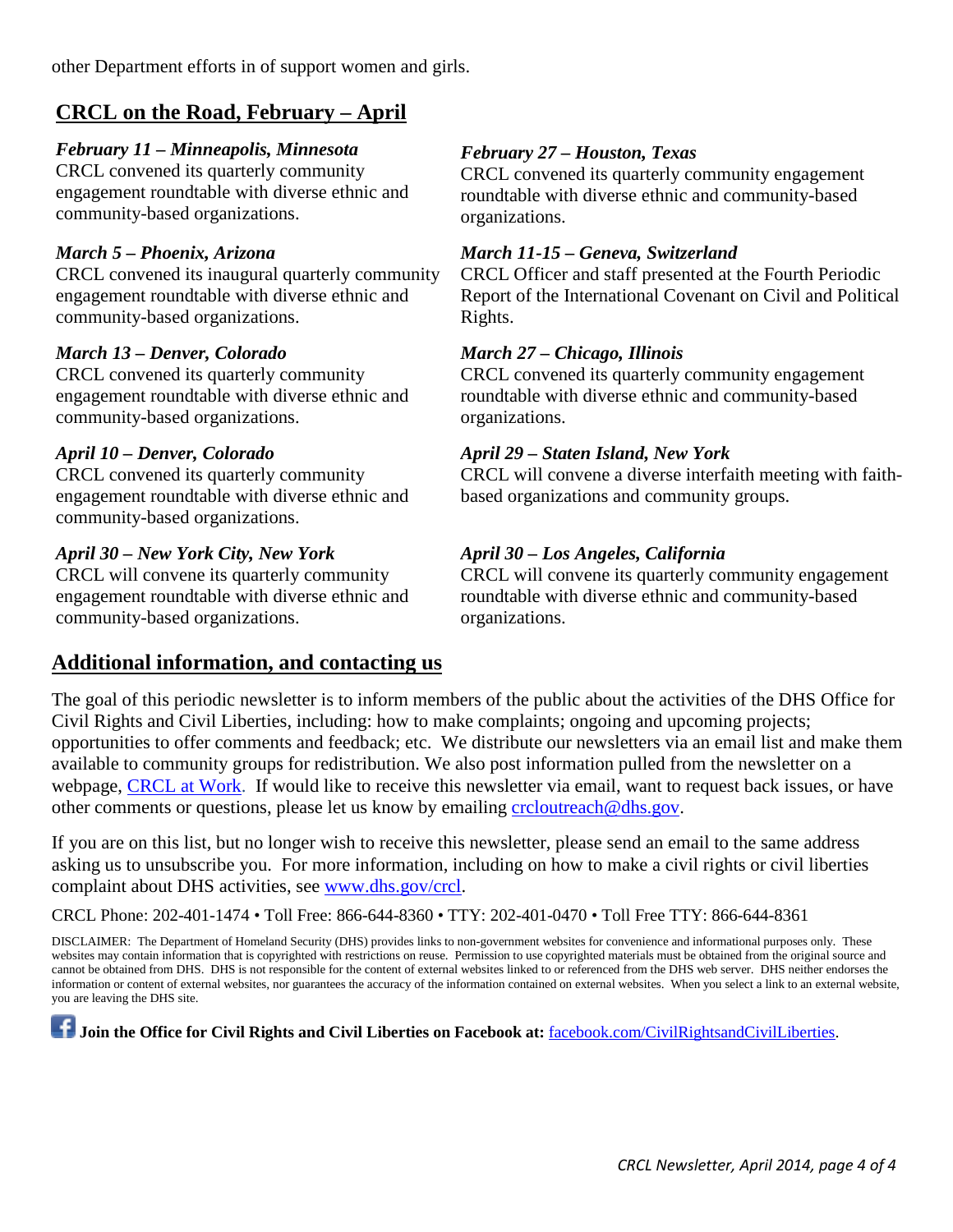other Department efforts in of support women and girls.

## CRCL on the Road, February – April

***February 11 – Minneapolis, Minnesota***
CRCL convened its quarterly community engagement roundtable with diverse ethnic and community-based organizations.

***March 5 – Phoenix, Arizona***
CRCL convened its inaugural quarterly community engagement roundtable with diverse ethnic and community-based organizations.

***March 13 – Denver, Colorado***
CRCL convened its quarterly community engagement roundtable with diverse ethnic and community-based organizations.

***April 10 – Denver, Colorado***
CRCL convened its quarterly community engagement roundtable with diverse ethnic and community-based organizations.

***April 30 – New York City, New York***
CRCL will convene its quarterly community engagement roundtable with diverse ethnic and community-based organizations.

***February 27 – Houston, Texas***
CRCL convened its quarterly community engagement roundtable with diverse ethnic and community-based organizations.

***March 11-15 – Geneva, Switzerland***
CRCL Officer and staff presented at the Fourth Periodic Report of the International Covenant on Civil and Political Rights.

***March 27 – Chicago, Illinois***
CRCL convened its quarterly community engagement roundtable with diverse ethnic and community-based organizations.

***April 29 – Staten Island, New York***
CRCL will convene a diverse interfaith meeting with faith-based organizations and community groups.

***April 30 – Los Angeles, California***
CRCL will convene its quarterly community engagement roundtable with diverse ethnic and community-based organizations.

## Additional information, and contacting us

The goal of this periodic newsletter is to inform members of the public about the activities of the DHS Office for Civil Rights and Civil Liberties, including: how to make complaints; ongoing and upcoming projects; opportunities to offer comments and feedback; etc. We distribute our newsletters via an email list and make them available to community groups for redistribution. We also post information pulled from the newsletter on a webpage, CRCL at Work. If would like to receive this newsletter via email, want to request back issues, or have other comments or questions, please let us know by emailing crcloutreach@dhs.gov.

If you are on this list, but no longer wish to receive this newsletter, please send an email to the same address asking us to unsubscribe you. For more information, including on how to make a civil rights or civil liberties complaint about DHS activities, see www.dhs.gov/crcl.

CRCL Phone: 202-401-1474 • Toll Free: 866-644-8360 • TTY: 202-401-0470 • Toll Free TTY: 866-644-8361

DISCLAIMER: The Department of Homeland Security (DHS) provides links to non-government websites for convenience and informational purposes only. These websites may contain information that is copyrighted with restrictions on reuse. Permission to use copyrighted materials must be obtained from the original source and cannot be obtained from DHS. DHS is not responsible for the content of external websites linked to or referenced from the DHS web server. DHS neither endorses the information or content of external websites, nor guarantees the accuracy of the information contained on external websites. When you select a link to an external website, you are leaving the DHS site.

**Join the Office for Civil Rights and Civil Liberties on Facebook at:** facebook.com/CivilRightsandCivilLiberties.